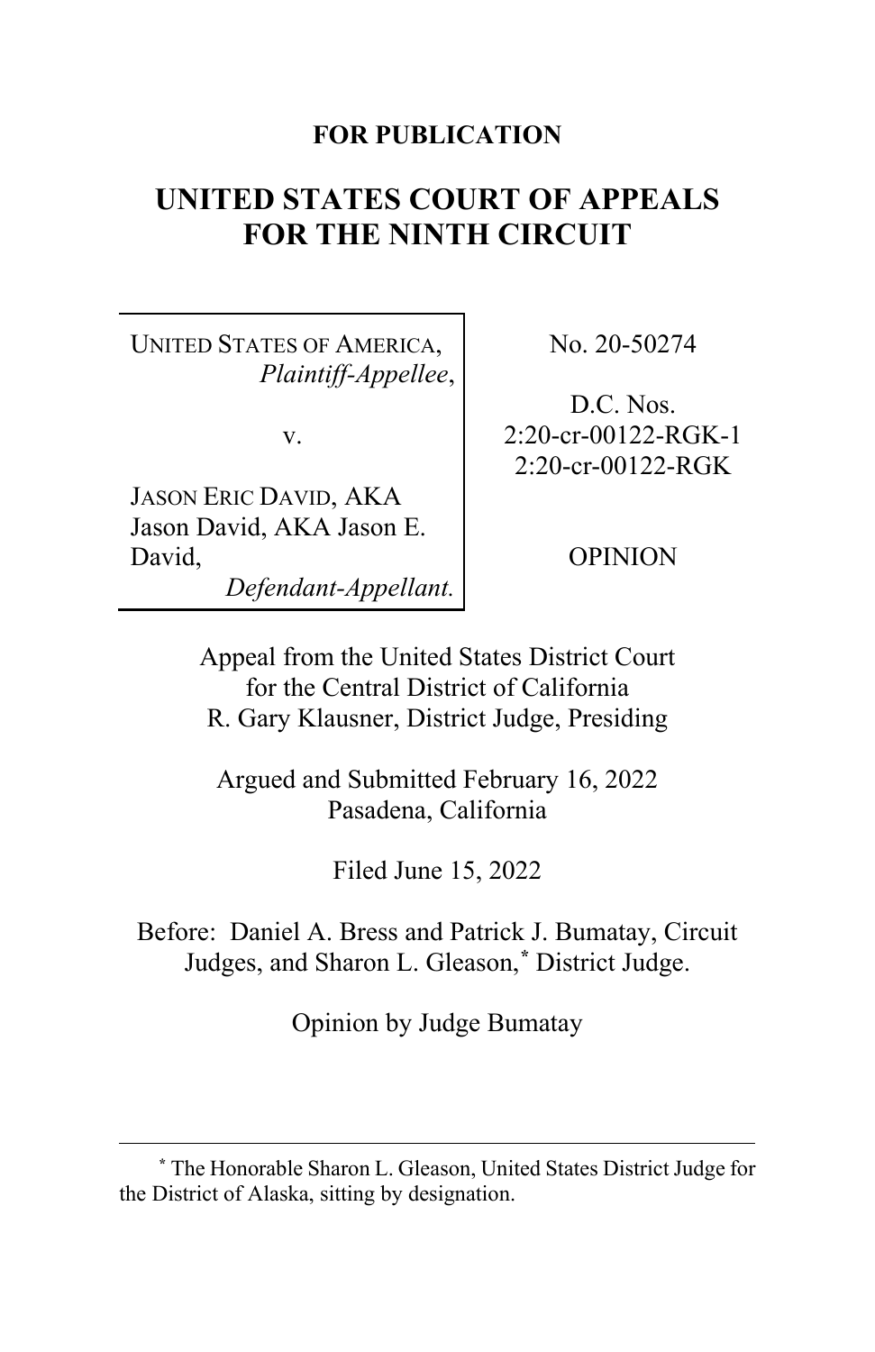**FOR PUBLICATION**

# UNITED STATES COURT OF APPEALS FOR THE NINTH CIRCUIT

| | |
|---|---|
| UNITED STATES OF AMERICA, *Plaintiff-Appellee*, v. JASON ERIC DAVID, AKA Jason David, AKA Jason E. David, *Defendant-Appellant.* | No. 20-50274 D.C. Nos. 2:20-cr-00122-RGK-1 2:20-cr-00122-RGK OPINION |

Appeal from the United States District Court for the Central District of California
R. Gary Klausner, District Judge, Presiding

Argued and Submitted February 16, 2022
Pasadena, California

Filed June 15, 2022

Before: Daniel A. Bress and Patrick J. Bumatay, Circuit Judges, and Sharon L. Gleason,[*] District Judge.

Opinion by Judge Bumatay

---

[*] The Honorable Sharon L. Gleason, United States District Judge for the District of Alaska, sitting by designation.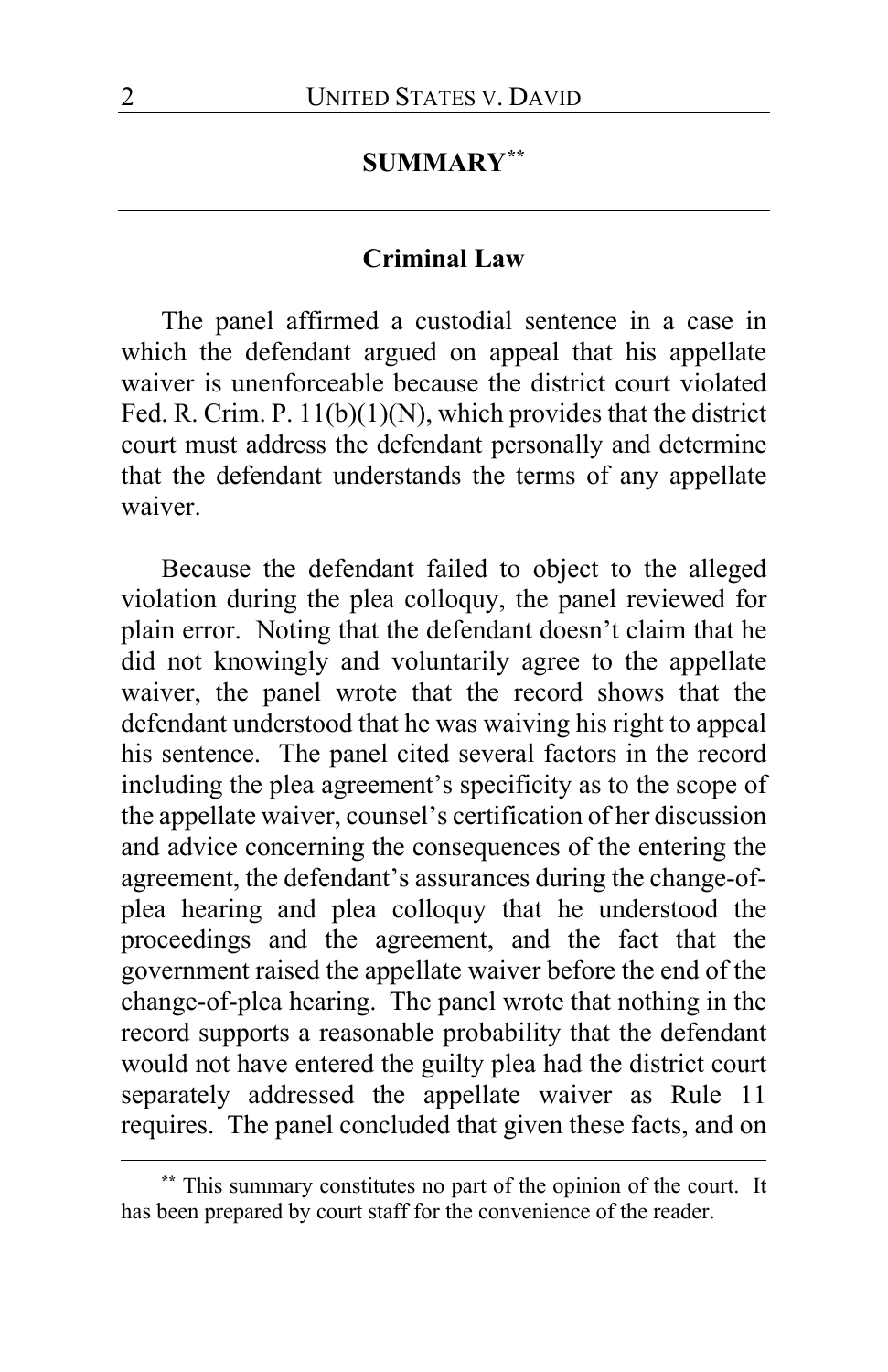## SUMMARY[**]

### Criminal Law

The panel affirmed a custodial sentence in a case in which the defendant argued on appeal that his appellate waiver is unenforceable because the district court violated Fed. R. Crim. P. 11(b)(1)(N), which provides that the district court must address the defendant personally and determine that the defendant understands the terms of any appellate waiver.

Because the defendant failed to object to the alleged violation during the plea colloquy, the panel reviewed for plain error. Noting that the defendant doesn't claim that he did not knowingly and voluntarily agree to the appellate waiver, the panel wrote that the record shows that the defendant understood that he was waiving his right to appeal his sentence. The panel cited several factors in the record including the plea agreement's specificity as to the scope of the appellate waiver, counsel's certification of her discussion and advice concerning the consequences of the entering the agreement, the defendant's assurances during the change-of-plea hearing and plea colloquy that he understood the proceedings and the agreement, and the fact that the government raised the appellate waiver before the end of the change-of-plea hearing. The panel wrote that nothing in the record supports a reasonable probability that the defendant would not have entered the guilty plea had the district court separately addressed the appellate waiver as Rule 11 requires. The panel concluded that given these facts, and on

[**] This summary constitutes no part of the opinion of the court. It has been prepared by court staff for the convenience of the reader.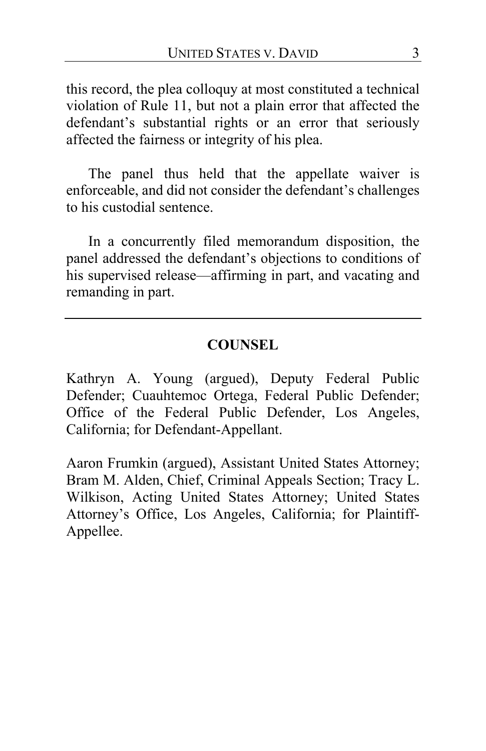this record, the plea colloquy at most constituted a technical violation of Rule 11, but not a plain error that affected the defendant's substantial rights or an error that seriously affected the fairness or integrity of his plea.

The panel thus held that the appellate waiver is enforceable, and did not consider the defendant's challenges to his custodial sentence.

In a concurrently filed memorandum disposition, the panel addressed the defendant's objections to conditions of his supervised release—affirming in part, and vacating and remanding in part.

---

## COUNSEL

Kathryn A. Young (argued), Deputy Federal Public Defender; Cuauhtemoc Ortega, Federal Public Defender; Office of the Federal Public Defender, Los Angeles, California; for Defendant-Appellant.

Aaron Frumkin (argued), Assistant United States Attorney; Bram M. Alden, Chief, Criminal Appeals Section; Tracy L. Wilkison, Acting United States Attorney; United States Attorney's Office, Los Angeles, California; for Plaintiff-Appellee.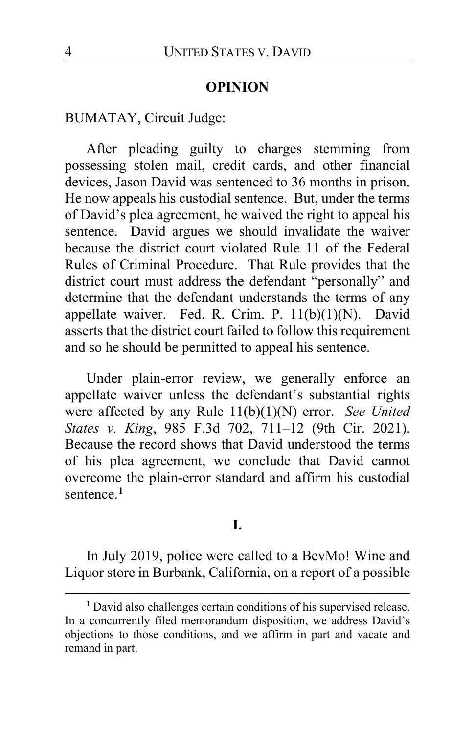## OPINION

BUMATAY, Circuit Judge:

After pleading guilty to charges stemming from possessing stolen mail, credit cards, and other financial devices, Jason David was sentenced to 36 months in prison. He now appeals his custodial sentence. But, under the terms of David's plea agreement, he waived the right to appeal his sentence. David argues we should invalidate the waiver because the district court violated Rule 11 of the Federal Rules of Criminal Procedure. That Rule provides that the district court must address the defendant "personally" and determine that the defendant understands the terms of any appellate waiver. Fed. R. Crim. P. 11(b)(1)(N). David asserts that the district court failed to follow this requirement and so he should be permitted to appeal his sentence.

Under plain-error review, we generally enforce an appellate waiver unless the defendant's substantial rights were affected by any Rule 11(b)(1)(N) error. *See United States v. King*, 985 F.3d 702, 711–12 (9th Cir. 2021). Because the record shows that David understood the terms of his plea agreement, we conclude that David cannot overcome the plain-error standard and affirm his custodial sentence.[1]

## I.

In July 2019, police were called to a BevMo! Wine and Liquor store in Burbank, California, on a report of a possible

---

[1] David also challenges certain conditions of his supervised release. In a concurrently filed memorandum disposition, we address David's objections to those conditions, and we affirm in part and vacate and remand in part.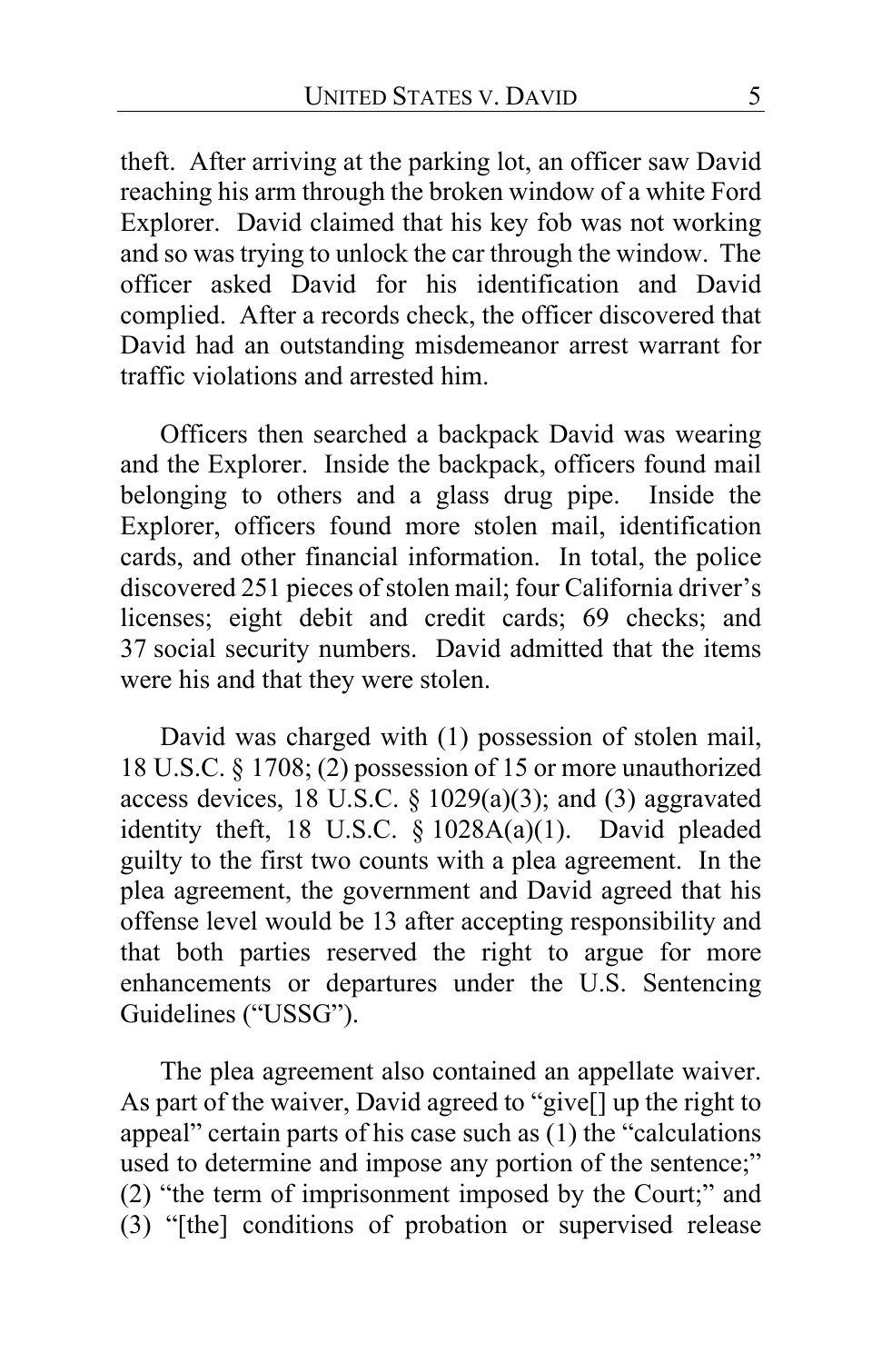theft. After arriving at the parking lot, an officer saw David reaching his arm through the broken window of a white Ford Explorer. David claimed that his key fob was not working and so was trying to unlock the car through the window. The officer asked David for his identification and David complied. After a records check, the officer discovered that David had an outstanding misdemeanor arrest warrant for traffic violations and arrested him.

Officers then searched a backpack David was wearing and the Explorer. Inside the backpack, officers found mail belonging to others and a glass drug pipe. Inside the Explorer, officers found more stolen mail, identification cards, and other financial information. In total, the police discovered 251 pieces of stolen mail; four California driver's licenses; eight debit and credit cards; 69 checks; and 37 social security numbers. David admitted that the items were his and that they were stolen.

David was charged with (1) possession of stolen mail, 18 U.S.C. § 1708; (2) possession of 15 or more unauthorized access devices, 18 U.S.C. § 1029(a)(3); and (3) aggravated identity theft, 18 U.S.C. § 1028A(a)(1). David pleaded guilty to the first two counts with a plea agreement. In the plea agreement, the government and David agreed that his offense level would be 13 after accepting responsibility and that both parties reserved the right to argue for more enhancements or departures under the U.S. Sentencing Guidelines ("USSG").

The plea agreement also contained an appellate waiver. As part of the waiver, David agreed to "give[] up the right to appeal" certain parts of his case such as (1) the "calculations used to determine and impose any portion of the sentence;" (2) "the term of imprisonment imposed by the Court;" and (3) "[the] conditions of probation or supervised release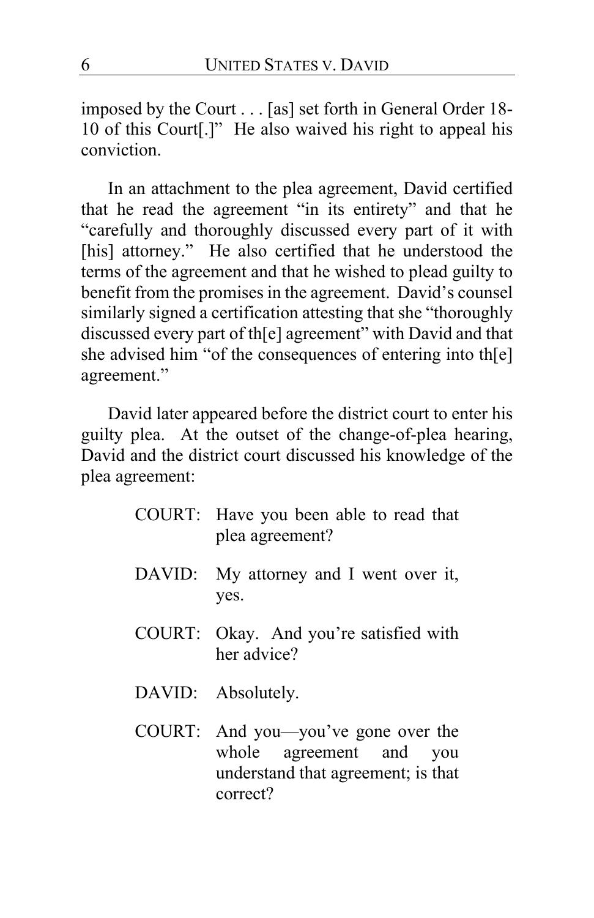imposed by the Court . . . [as] set forth in General Order 18-10 of this Court[.]" He also waived his right to appeal his conviction.

In an attachment to the plea agreement, David certified that he read the agreement "in its entirety" and that he "carefully and thoroughly discussed every part of it with [his] attorney." He also certified that he understood the terms of the agreement and that he wished to plead guilty to benefit from the promises in the agreement. David's counsel similarly signed a certification attesting that she "thoroughly discussed every part of th[e] agreement" with David and that she advised him "of the consequences of entering into th[e] agreement."

David later appeared before the district court to enter his guilty plea. At the outset of the change-of-plea hearing, David and the district court discussed his knowledge of the plea agreement:

> COURT: Have you been able to read that plea agreement?
>
> DAVID: My attorney and I went over it, yes.
>
> COURT: Okay. And you're satisfied with her advice?
>
> DAVID: Absolutely.
>
> COURT: And you—you've gone over the whole agreement and you understand that agreement; is that correct?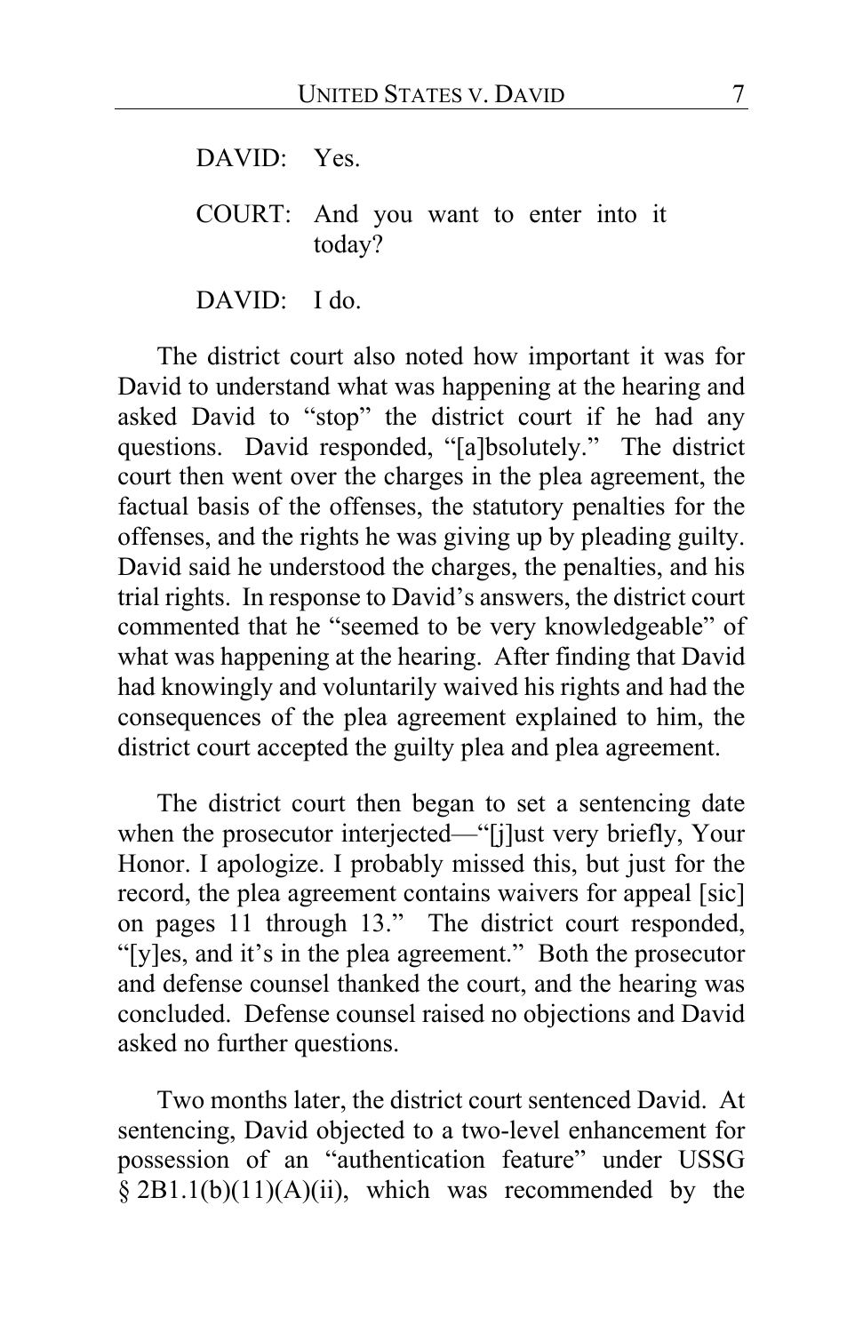DAVID: Yes.

COURT: And you want to enter into it today?

DAVID: I do.

The district court also noted how important it was for David to understand what was happening at the hearing and asked David to "stop" the district court if he had any questions. David responded, "[a]bsolutely." The district court then went over the charges in the plea agreement, the factual basis of the offenses, the statutory penalties for the offenses, and the rights he was giving up by pleading guilty. David said he understood the charges, the penalties, and his trial rights. In response to David's answers, the district court commented that he "seemed to be very knowledgeable" of what was happening at the hearing. After finding that David had knowingly and voluntarily waived his rights and had the consequences of the plea agreement explained to him, the district court accepted the guilty plea and plea agreement.

The district court then began to set a sentencing date when the prosecutor interjected—"[j]ust very briefly, Your Honor. I apologize. I probably missed this, but just for the record, the plea agreement contains waivers for appeal [sic] on pages 11 through 13." The district court responded, "[y]es, and it's in the plea agreement." Both the prosecutor and defense counsel thanked the court, and the hearing was concluded. Defense counsel raised no objections and David asked no further questions.

Two months later, the district court sentenced David. At sentencing, David objected to a two-level enhancement for possession of an "authentication feature" under USSG § 2B1.1(b)(11)(A)(ii), which was recommended by the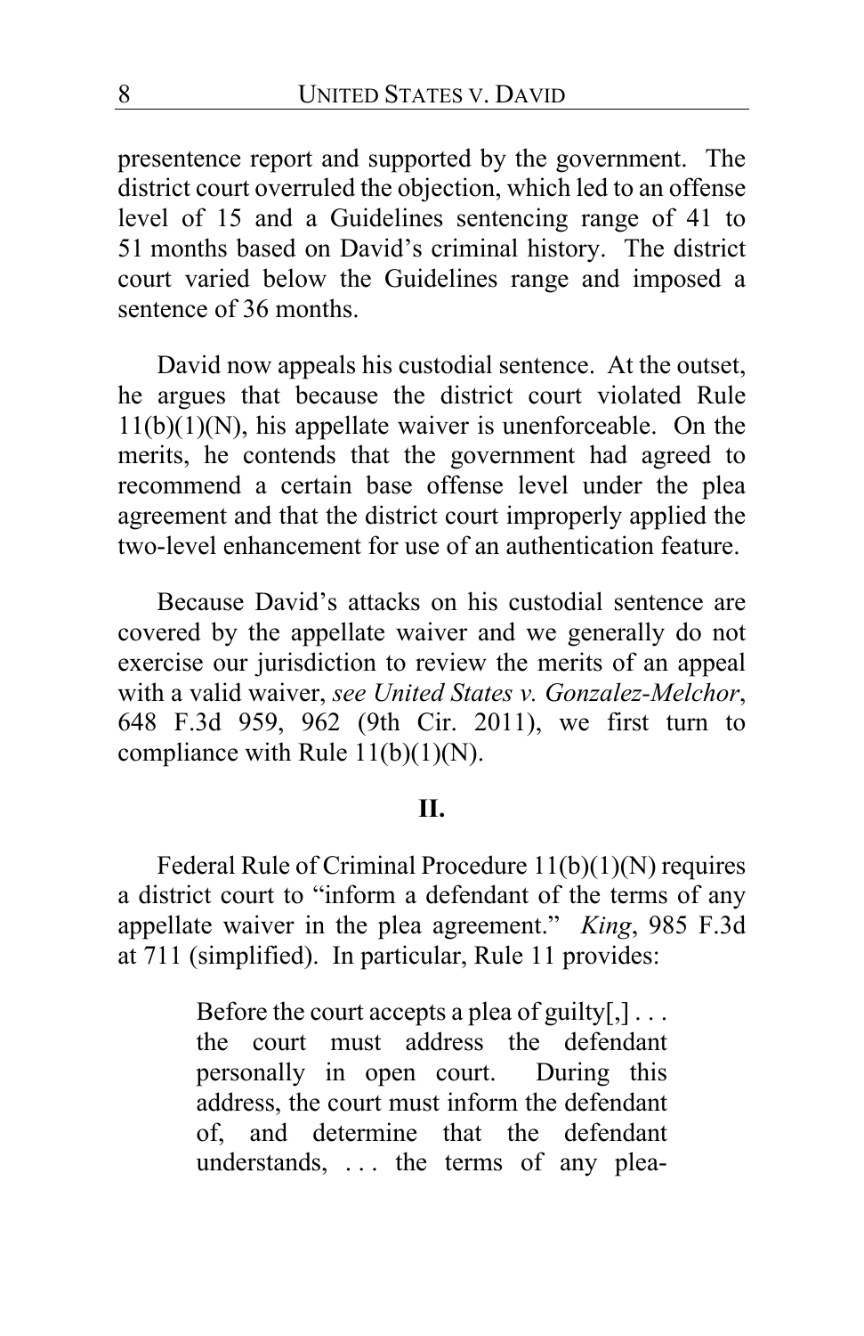presentence report and supported by the government. The district court overruled the objection, which led to an offense level of 15 and a Guidelines sentencing range of 41 to 51 months based on David's criminal history. The district court varied below the Guidelines range and imposed a sentence of 36 months.

David now appeals his custodial sentence. At the outset, he argues that because the district court violated Rule 11(b)(1)(N), his appellate waiver is unenforceable. On the merits, he contends that the government had agreed to recommend a certain base offense level under the plea agreement and that the district court improperly applied the two-level enhancement for use of an authentication feature.

Because David's attacks on his custodial sentence are covered by the appellate waiver and we generally do not exercise our jurisdiction to review the merits of an appeal with a valid waiver, *see United States v. Gonzalez-Melchor*, 648 F.3d 959, 962 (9th Cir. 2011), we first turn to compliance with Rule 11(b)(1)(N).

## II.

Federal Rule of Criminal Procedure 11(b)(1)(N) requires a district court to "inform a defendant of the terms of any appellate waiver in the plea agreement." *King*, 985 F.3d at 711 (simplified). In particular, Rule 11 provides:

> Before the court accepts a plea of guilty[,] . . . the court must address the defendant personally in open court. During this address, the court must inform the defendant of, and determine that the defendant understands, . . . the terms of any plea-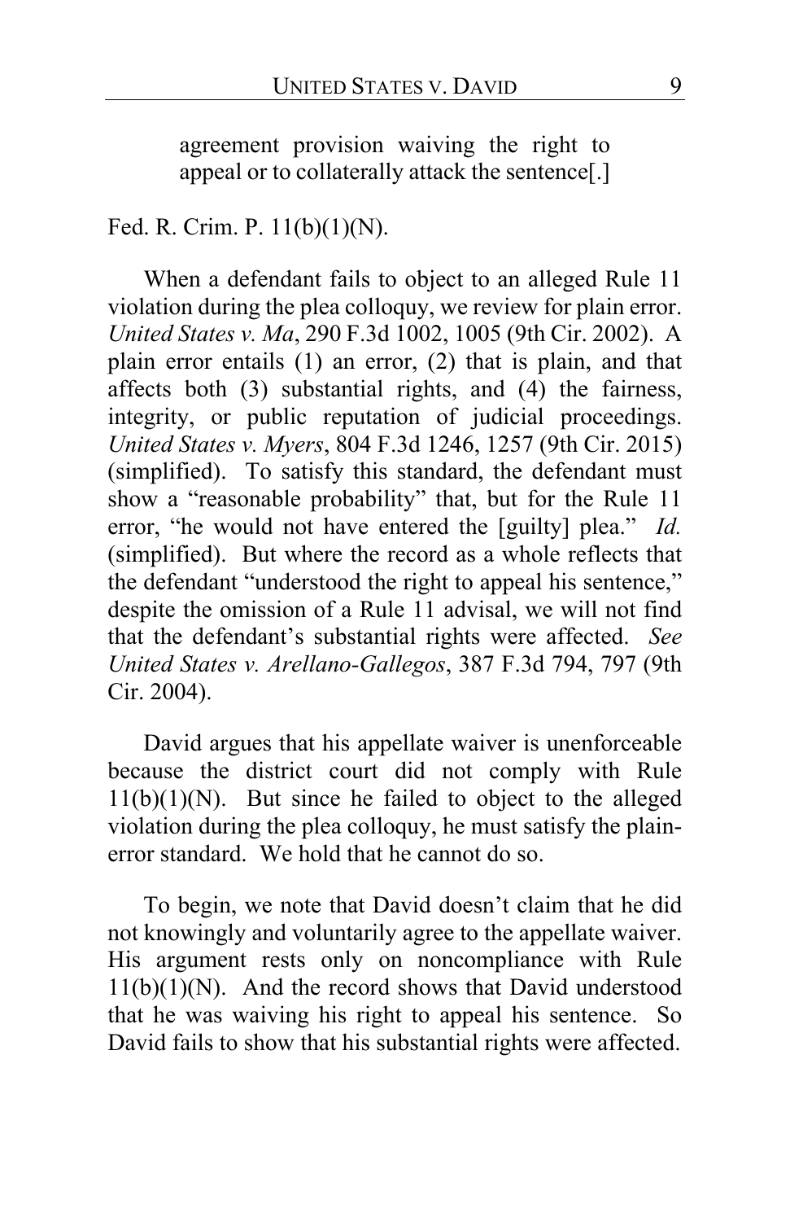> agreement provision waiving the right to appeal or to collaterally attack the sentence[.]

Fed. R. Crim. P. 11(b)(1)(N).

When a defendant fails to object to an alleged Rule 11 violation during the plea colloquy, we review for plain error. *United States v. Ma*, 290 F.3d 1002, 1005 (9th Cir. 2002). A plain error entails (1) an error, (2) that is plain, and that affects both (3) substantial rights, and (4) the fairness, integrity, or public reputation of judicial proceedings. *United States v. Myers*, 804 F.3d 1246, 1257 (9th Cir. 2015) (simplified). To satisfy this standard, the defendant must show a "reasonable probability" that, but for the Rule 11 error, "he would not have entered the [guilty] plea." *Id.* (simplified). But where the record as a whole reflects that the defendant "understood the right to appeal his sentence," despite the omission of a Rule 11 advisal, we will not find that the defendant's substantial rights were affected. *See United States v. Arellano-Gallegos*, 387 F.3d 794, 797 (9th Cir. 2004).

David argues that his appellate waiver is unenforceable because the district court did not comply with Rule 11(b)(1)(N). But since he failed to object to the alleged violation during the plea colloquy, he must satisfy the plain-error standard. We hold that he cannot do so.

To begin, we note that David doesn't claim that he did not knowingly and voluntarily agree to the appellate waiver. His argument rests only on noncompliance with Rule 11(b)(1)(N). And the record shows that David understood that he was waiving his right to appeal his sentence. So David fails to show that his substantial rights were affected.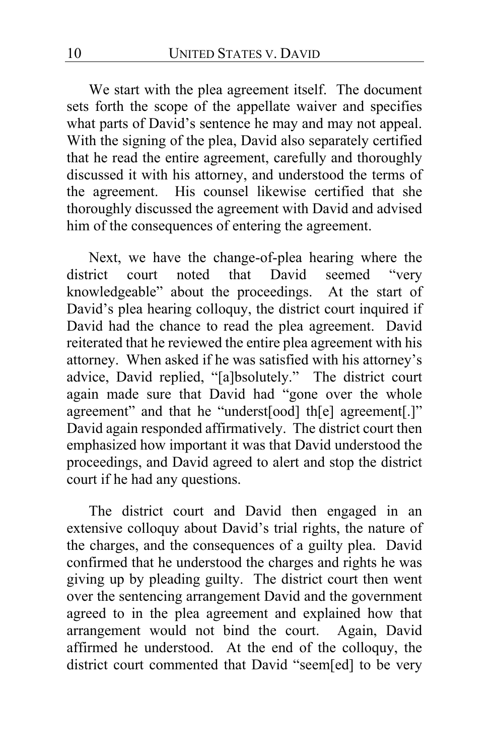We start with the plea agreement itself. The document sets forth the scope of the appellate waiver and specifies what parts of David's sentence he may and may not appeal. With the signing of the plea, David also separately certified that he read the entire agreement, carefully and thoroughly discussed it with his attorney, and understood the terms of the agreement. His counsel likewise certified that she thoroughly discussed the agreement with David and advised him of the consequences of entering the agreement.

Next, we have the change-of-plea hearing where the district court noted that David seemed "very knowledgeable" about the proceedings. At the start of David's plea hearing colloquy, the district court inquired if David had the chance to read the plea agreement. David reiterated that he reviewed the entire plea agreement with his attorney. When asked if he was satisfied with his attorney's advice, David replied, "[a]bsolutely." The district court again made sure that David had "gone over the whole agreement" and that he "underst[ood] th[e] agreement[.]" David again responded affirmatively. The district court then emphasized how important it was that David understood the proceedings, and David agreed to alert and stop the district court if he had any questions.

The district court and David then engaged in an extensive colloquy about David's trial rights, the nature of the charges, and the consequences of a guilty plea. David confirmed that he understood the charges and rights he was giving up by pleading guilty. The district court then went over the sentencing arrangement David and the government agreed to in the plea agreement and explained how that arrangement would not bind the court. Again, David affirmed he understood. At the end of the colloquy, the district court commented that David "seem[ed] to be very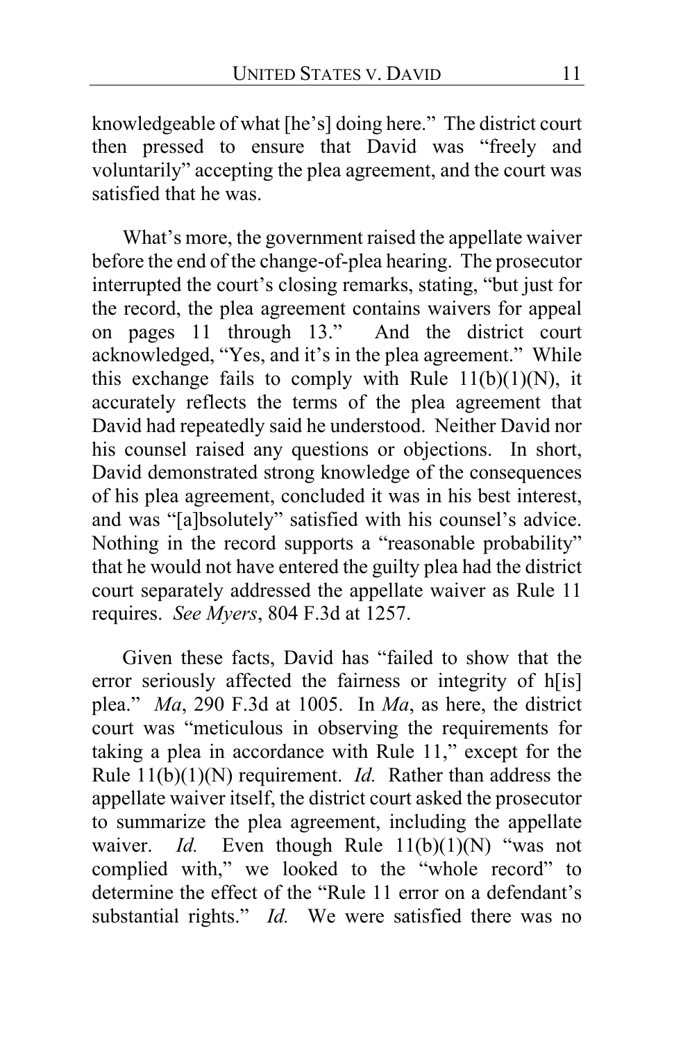knowledgeable of what [he's] doing here." The district court then pressed to ensure that David was "freely and voluntarily" accepting the plea agreement, and the court was satisfied that he was.

What's more, the government raised the appellate waiver before the end of the change-of-plea hearing. The prosecutor interrupted the court's closing remarks, stating, "but just for the record, the plea agreement contains waivers for appeal on pages 11 through 13." And the district court acknowledged, "Yes, and it's in the plea agreement." While this exchange fails to comply with Rule 11(b)(1)(N), it accurately reflects the terms of the plea agreement that David had repeatedly said he understood. Neither David nor his counsel raised any questions or objections. In short, David demonstrated strong knowledge of the consequences of his plea agreement, concluded it was in his best interest, and was "[a]bsolutely" satisfied with his counsel's advice. Nothing in the record supports a "reasonable probability" that he would not have entered the guilty plea had the district court separately addressed the appellate waiver as Rule 11 requires. *See Myers*, 804 F.3d at 1257.

Given these facts, David has "failed to show that the error seriously affected the fairness or integrity of h[is] plea." *Ma*, 290 F.3d at 1005. In *Ma*, as here, the district court was "meticulous in observing the requirements for taking a plea in accordance with Rule 11," except for the Rule 11(b)(1)(N) requirement. *Id.* Rather than address the appellate waiver itself, the district court asked the prosecutor to summarize the plea agreement, including the appellate waiver. *Id.* Even though Rule 11(b)(1)(N) "was not complied with," we looked to the "whole record" to determine the effect of the "Rule 11 error on a defendant's substantial rights." *Id.* We were satisfied there was no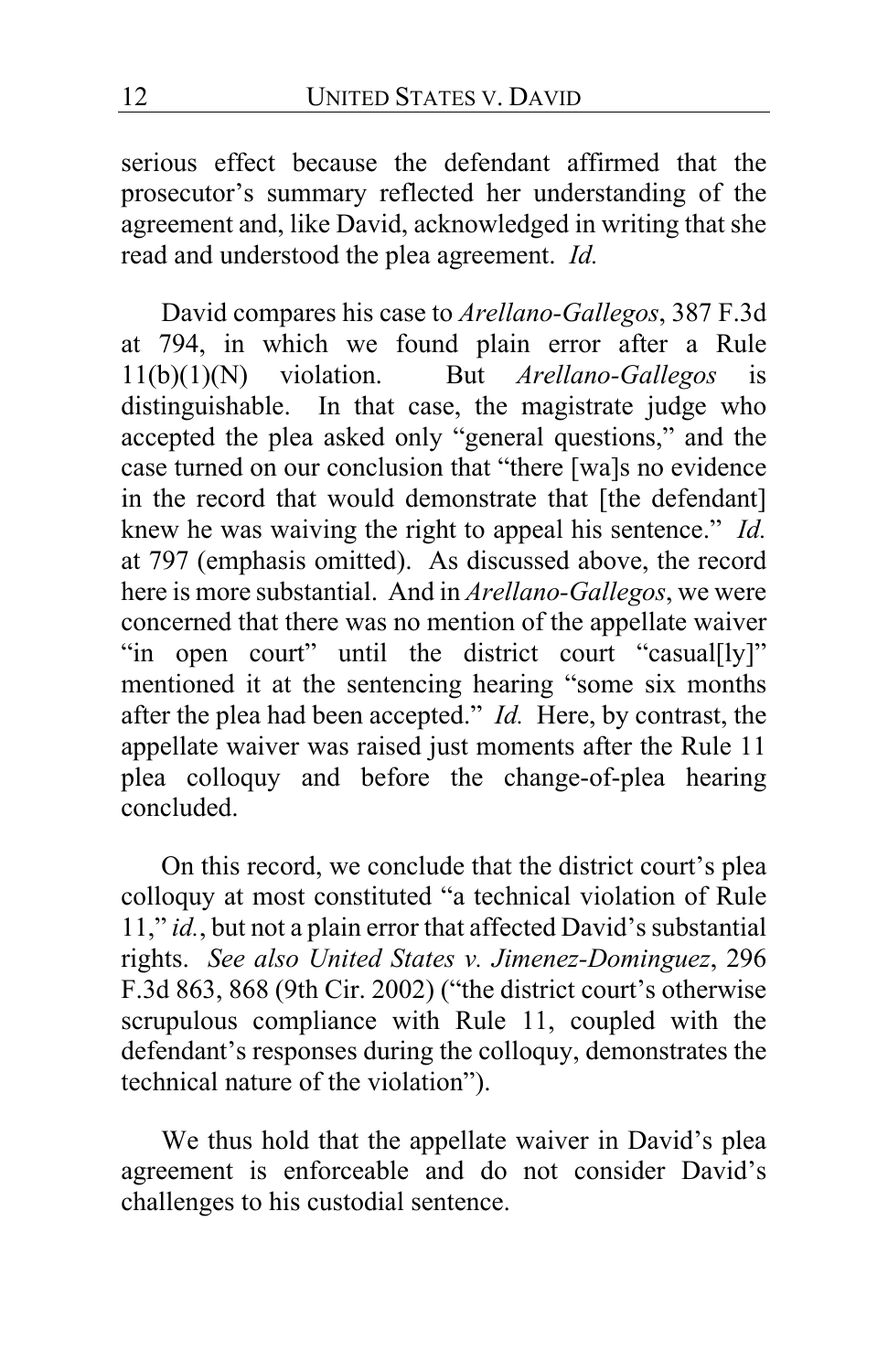serious effect because the defendant affirmed that the prosecutor's summary reflected her understanding of the agreement and, like David, acknowledged in writing that she read and understood the plea agreement. *Id.*

David compares his case to *Arellano-Gallegos*, 387 F.3d at 794, in which we found plain error after a Rule 11(b)(1)(N) violation. But *Arellano-Gallegos* is distinguishable. In that case, the magistrate judge who accepted the plea asked only "general questions," and the case turned on our conclusion that "there [wa]s no evidence in the record that would demonstrate that [the defendant] knew he was waiving the right to appeal his sentence." *Id.* at 797 (emphasis omitted). As discussed above, the record here is more substantial. And in *Arellano-Gallegos*, we were concerned that there was no mention of the appellate waiver "in open court" until the district court "casual[ly]" mentioned it at the sentencing hearing "some six months after the plea had been accepted." *Id.* Here, by contrast, the appellate waiver was raised just moments after the Rule 11 plea colloquy and before the change-of-plea hearing concluded.

On this record, we conclude that the district court's plea colloquy at most constituted "a technical violation of Rule 11," *id.*, but not a plain error that affected David's substantial rights. *See also United States v. Jimenez-Dominguez*, 296 F.3d 863, 868 (9th Cir. 2002) ("the district court's otherwise scrupulous compliance with Rule 11, coupled with the defendant's responses during the colloquy, demonstrates the technical nature of the violation").

We thus hold that the appellate waiver in David's plea agreement is enforceable and do not consider David's challenges to his custodial sentence.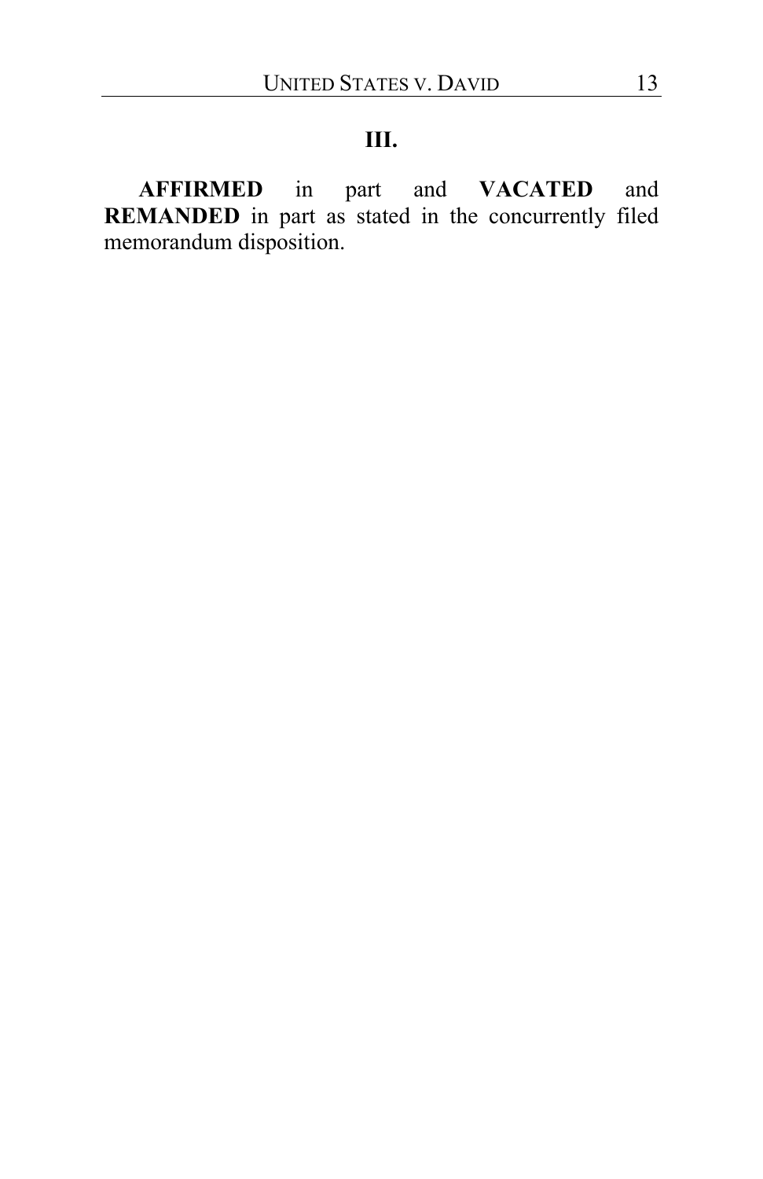## III.

**AFFIRMED** in part and **VACATED** and **REMANDED** in part as stated in the concurrently filed memorandum disposition.